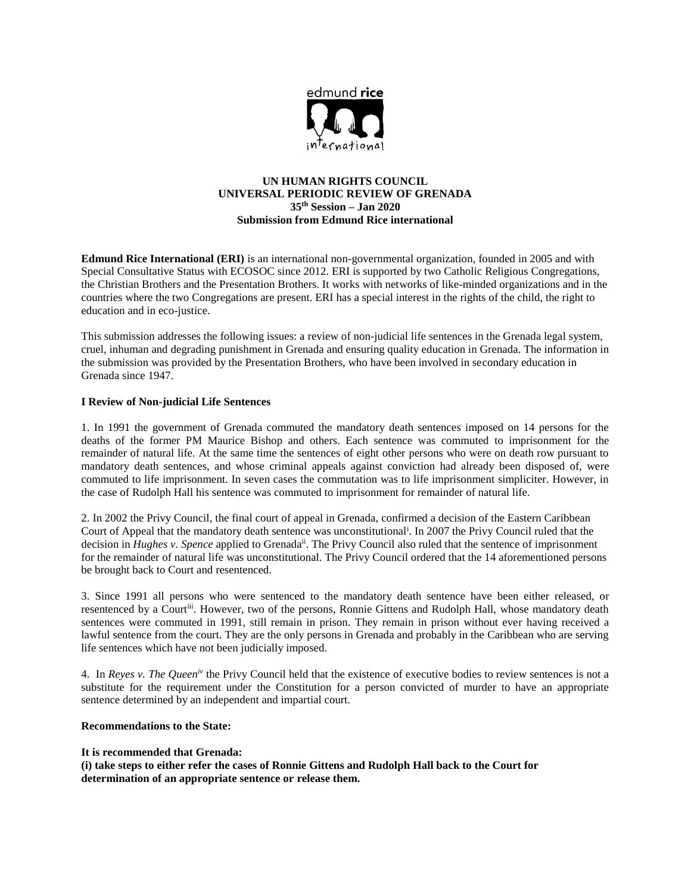**UN HUMAN RIGHTS COUNCIL**
**UNIVERSAL PERIODIC REVIEW OF GRENADA**
**35th Session – Jan 2020**
**Submission from Edmund Rice international**

**Edmund Rice International (ERI)** is an international non-governmental organization, founded in 2005 and with Special Consultative Status with ECOSOC since 2012. ERI is supported by two Catholic Religious Congregations, the Christian Brothers and the Presentation Brothers. It works with networks of like-minded organizations and in the countries where the two Congregations are present. ERI has a special interest in the rights of the child, the right to education and in eco-justice.

This submission addresses the following issues: a review of non-judicial life sentences in the Grenada legal system, cruel, inhuman and degrading punishment in Grenada and ensuring quality education in Grenada. The information in the submission was provided by the Presentation Brothers, who have been involved in secondary education in Grenada since 1947.

**I Review of Non-judicial Life Sentences**

1. In 1991 the government of Grenada commuted the mandatory death sentences imposed on 14 persons for the deaths of the former PM Maurice Bishop and others. Each sentence was commuted to imprisonment for the remainder of natural life. At the same time the sentences of eight other persons who were on death row pursuant to mandatory death sentences, and whose criminal appeals against conviction had already been disposed of, were commuted to life imprisonment. In seven cases the commutation was to life imprisonment simpliciter. However, in the case of Rudolph Hall his sentence was commuted to imprisonment for remainder of natural life.

2. In 2002 the Privy Council, the final court of appeal in Grenada, confirmed a decision of the Eastern Caribbean Court of Appeal that the mandatory death sentence was unconstitutional[i]. In 2007 the Privy Council ruled that the decision in *Hughes v. Spence* applied to Grenada[ii]. The Privy Council also ruled that the sentence of imprisonment for the remainder of natural life was unconstitutional. The Privy Council ordered that the 14 aforementioned persons be brought back to Court and resentenced.

3. Since 1991 all persons who were sentenced to the mandatory death sentence have been either released, or resentenced by a Court[iii]. However, two of the persons, Ronnie Gittens and Rudolph Hall, whose mandatory death sentences were commuted in 1991, still remain in prison. They remain in prison without ever having received a lawful sentence from the court. They are the only persons in Grenada and probably in the Caribbean who are serving life sentences which have not been judicially imposed.

4. In *Reyes v. The Queen*[iv] the Privy Council held that the existence of executive bodies to review sentences is not a substitute for the requirement under the Constitution for a person convicted of murder to have an appropriate sentence determined by an independent and impartial court.

**Recommendations to the State:**

**It is recommended that Grenada:**
**(i) take steps to either refer the cases of Ronnie Gittens and Rudolph Hall back to the Court for determination of an appropriate sentence or release them.**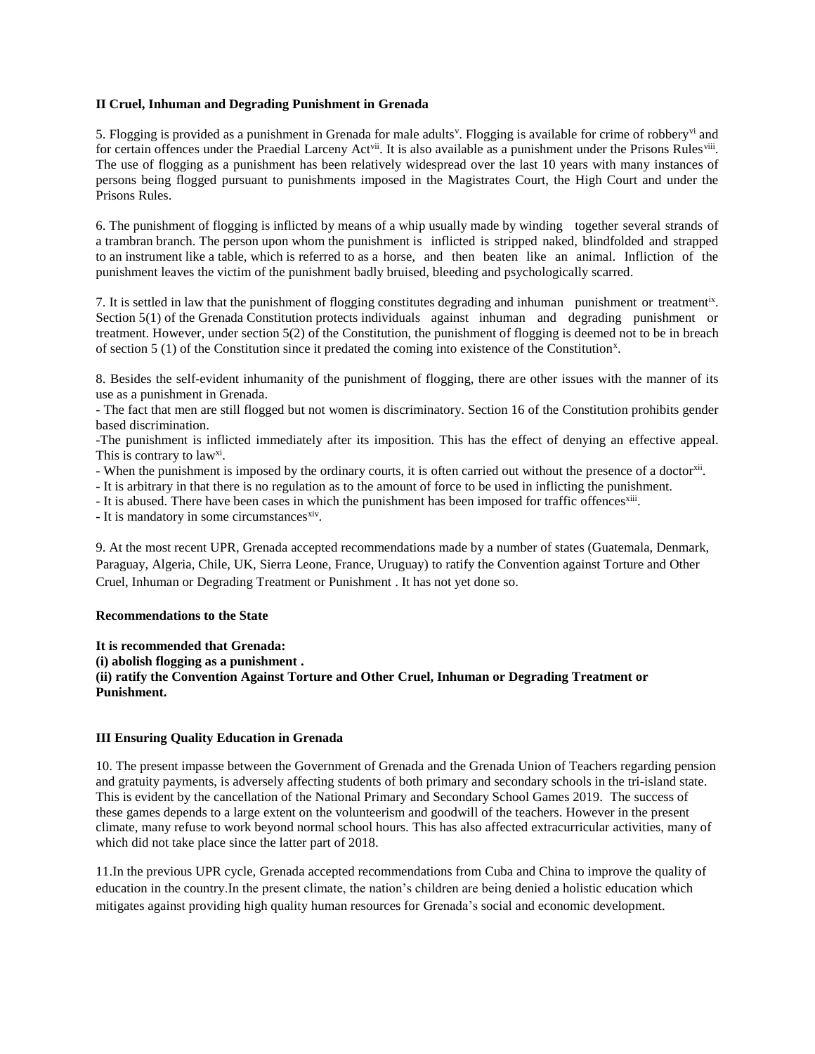### II Cruel, Inhuman and Degrading Punishment in Grenada

5. Flogging is provided as a punishment in Grenada for male adults[v]. Flogging is available for crime of robbery[vi] and for certain offences under the Praedial Larceny Act[vii]. It is also available as a punishment under the Prisons Rules[viii]. The use of flogging as a punishment has been relatively widespread over the last 10 years with many instances of persons being flogged pursuant to punishments imposed in the Magistrates Court, the High Court and under the Prisons Rules.

6. The punishment of flogging is inflicted by means of a whip usually made by winding together several strands of a trambran branch. The person upon whom the punishment is inflicted is stripped naked, blindfolded and strapped to an instrument like a table, which is referred to as a horse, and then beaten like an animal. Infliction of the punishment leaves the victim of the punishment badly bruised, bleeding and psychologically scarred.

7. It is settled in law that the punishment of flogging constitutes degrading and inhuman punishment or treatment[ix]. Section 5(1) of the Grenada Constitution protects individuals against inhuman and degrading punishment or treatment. However, under section 5(2) of the Constitution, the punishment of flogging is deemed not to be in breach of section 5 (1) of the Constitution since it predated the coming into existence of the Constitution[x].

8. Besides the self-evident inhumanity of the punishment of flogging, there are other issues with the manner of its use as a punishment in Grenada.

- The fact that men are still flogged but not women is discriminatory. Section 16 of the Constitution prohibits gender based discrimination.
- The punishment is inflicted immediately after its imposition. This has the effect of denying an effective appeal. This is contrary to law[xi].
- When the punishment is imposed by the ordinary courts, it is often carried out without the presence of a doctor[xii].
- It is arbitrary in that there is no regulation as to the amount of force to be used in inflicting the punishment.
- It is abused. There have been cases in which the punishment has been imposed for traffic offences[xiii].
- It is mandatory in some circumstances[xiv].

9. At the most recent UPR, Grenada accepted recommendations made by a number of states (Guatemala, Denmark, Paraguay, Algeria, Chile, UK, Sierra Leone, France, Uruguay) to ratify the Convention against Torture and Other Cruel, Inhuman or Degrading Treatment or Punishment . It has not yet done so.

**Recommendations to the State**

**It is recommended that Grenada:**
**(i) abolish flogging as a punishment .**
**(ii) ratify the Convention Against Torture and Other Cruel, Inhuman or Degrading Treatment or Punishment.**

### III Ensuring Quality Education in Grenada

10. The present impasse between the Government of Grenada and the Grenada Union of Teachers regarding pension and gratuity payments, is adversely affecting students of both primary and secondary schools in the tri-island state. This is evident by the cancellation of the National Primary and Secondary School Games 2019. The success of these games depends to a large extent on the volunteerism and goodwill of the teachers. However in the present climate, many refuse to work beyond normal school hours. This has also affected extracurricular activities, many of which did not take place since the latter part of 2018.

11.In the previous UPR cycle, Grenada accepted recommendations from Cuba and China to improve the quality of education in the country.In the present climate, the nation's children are being denied a holistic education which mitigates against providing high quality human resources for Grenada's social and economic development.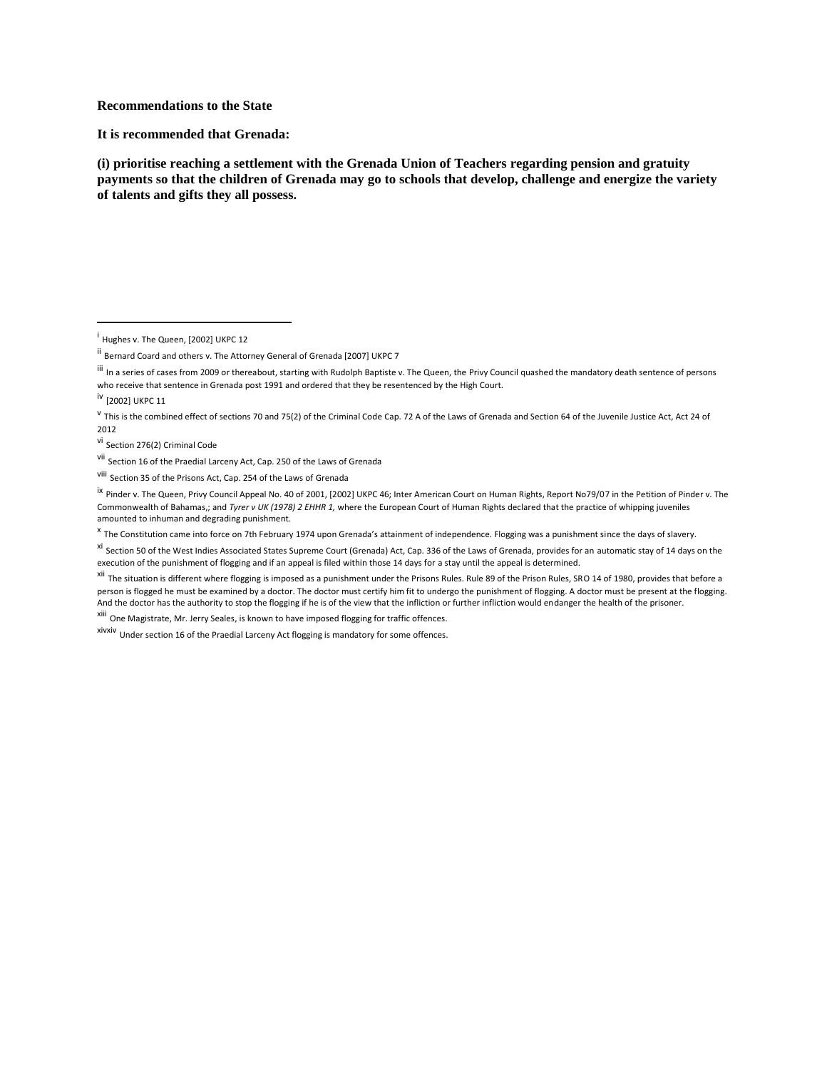**Recommendations to the State**

**It is recommended that Grenada:**

**(i) prioritise reaching a settlement with the Grenada Union of Teachers regarding pension and gratuity payments so that the children of Grenada may go to schools that develop, challenge and energize the variety of talents and gifts they all possess.**

---

[i] Hughes v. The Queen, [2002] UKPC 12

[ii] Bernard Coard and others v. The Attorney General of Grenada [2007] UKPC 7

[iii] In a series of cases from 2009 or thereabout, starting with Rudolph Baptiste v. The Queen, the Privy Council quashed the mandatory death sentence of persons who receive that sentence in Grenada post 1991 and ordered that they be resentenced by the High Court.

[iv] [2002] UKPC 11

[v] This is the combined effect of sections 70 and 75(2) of the Criminal Code Cap. 72 A of the Laws of Grenada and Section 64 of the Juvenile Justice Act, Act 24 of 2012

[vi] Section 276(2) Criminal Code

[vii] Section 16 of the Praedial Larceny Act, Cap. 250 of the Laws of Grenada

[viii] Section 35 of the Prisons Act, Cap. 254 of the Laws of Grenada

[ix] Pinder v. The Queen, Privy Council Appeal No. 40 of 2001, [2002] UKPC 46; Inter American Court on Human Rights, Report No79/07 in the Petition of Pinder v. The Commonwealth of Bahamas,; and *Tyrer v UK (1978) 2 EHHR 1,* where the European Court of Human Rights declared that the practice of whipping juveniles amounted to inhuman and degrading punishment.

[x] The Constitution came into force on 7th February 1974 upon Grenada's attainment of independence. Flogging was a punishment since the days of slavery.

[xi] Section 50 of the West Indies Associated States Supreme Court (Grenada) Act, Cap. 336 of the Laws of Grenada, provides for an automatic stay of 14 days on the execution of the punishment of flogging and if an appeal is filed within those 14 days for a stay until the appeal is determined.

[xii] The situation is different where flogging is imposed as a punishment under the Prisons Rules. Rule 89 of the Prison Rules, SRO 14 of 1980, provides that before a person is flogged he must be examined by a doctor. The doctor must certify him fit to undergo the punishment of flogging. A doctor must be present at the flogging. And the doctor has the authority to stop the flogging if he is of the view that the infliction or further infliction would endanger the health of the prisoner.

[xiii] One Magistrate, Mr. Jerry Seales, is known to have imposed flogging for traffic offences.

[xivxiv] Under section 16 of the Praedial Larceny Act flogging is mandatory for some offences.